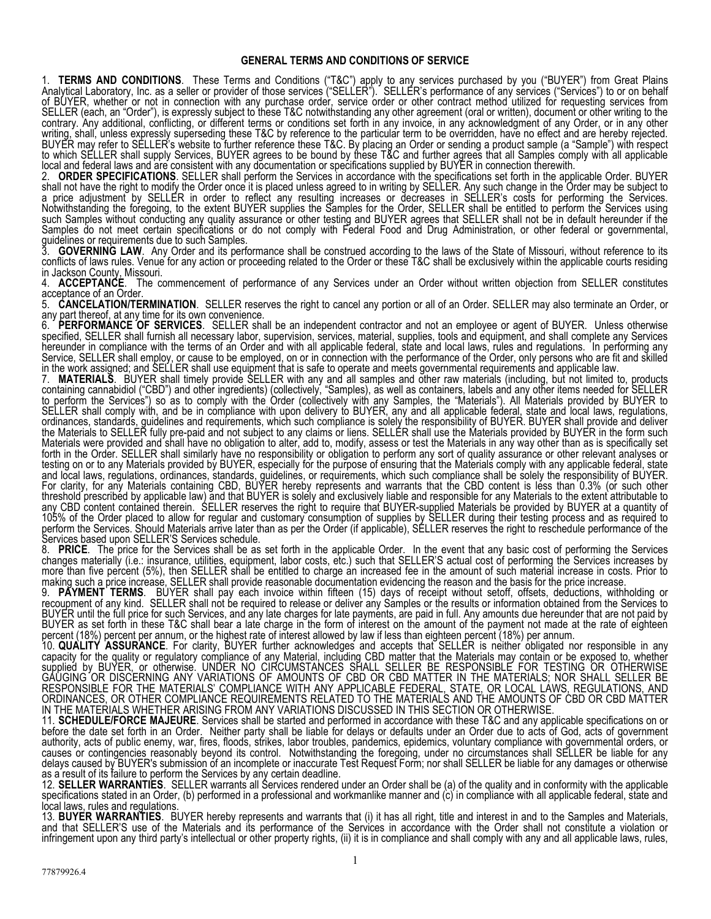## GENERAL TERMS AND CONDITIONS OF SERVICE

1. **TERMS AND CONDITIONS**. These Terms and Conditions ("T&C") apply to any services purchased by you ("BUYER") from Great Plains Analytical Laboratory, Inc. as a seller or provider of those services ("SELLER"). SELLER's performance of any services ("Services") to or on behalf of BUYER, whether or not in connection with any purchase order, service order or other contract method utilized for requesting services from SELLER (each, an "Order"), is expressly subject to these T&C notwithstanding any other agreement (oral or written), document or other writing to the contrary. Any additional, conflicting, or different terms or conditions set forth in any invoice, in any acknowledgment of any Order, or in any other writing, shall, unless expressly superseding these T&C by reference to the particular term to be overridden, have no effect and are hereby rejected. BUYER may refer to SELLER's website to further reference these T&C. By placing an Order or sending a product sample (a "Sample") with respect to which SELLER shall supply Services, BUYER agrees to be bound by these T&C and further agrees that all Samples comply with all applicable local and federal laws and are consistent with any documentation or specifications supplied by BUYER in connection therewith.

2. **ORDER SPECIFICATIONS**. SELLER shall perform the Services in accordance with the specifications set forth in the applicable Order. BUYER shall not have the right to modify the Order once it is placed unless agreed to in writing by SELLER. Any such change in the Order may be subject to a price adjustment by SELLER in order to reflect any resulting increases or decreases in SELLER's costs for performing the Services. Notwithstanding the foregoing, to the extent BUYER supplies the Samples for the Order, SELLER shall be entitled to perform the Services using such Samples without conducting any quality assurance or other testing and BUYER agrees that SELLER shall not be in default hereunder if the Samples do not meet certain specifications or do not comply with Federal Food and Drug Administration, or other federal or governmental, guidelines or requirements due to such Samples.

3. **GOVERNING LAW**. Any Order and its performance shall be construed according to the laws of the State of Missouri, without reference to its conflicts of laws rules. Venue for any action or proceeding related to the Order or these T&C shall be exclusively within the applicable courts residing in Jackson County, Missouri.

4. **ACCEPTANCE**. The commencement of performance of any Services under an Order without written objection from SELLER constitutes acceptance of an Order.

5. **CANCELATION/TERMINATION**. SELLER reserves the right to cancel any portion or all of an Order. SELLER may also terminate an Order, or any part thereof, at any time for its own convenience.

6. **PERFORMANCE OF SERVICES**. SELLER shall be an independent contractor and not an employee or agent of BUYER. Unless otherwise specified, SELLER shall furnish all necessary labor, supervision, services, material, supplies, tools and equipment, and shall complete any Services hereunder in compliance with the terms of an Order and with all applicable federal, state and local laws, rules and regulations. In performing any Service, SELLER shall employ, or cause to be employed, on or in connection with the performance of the Order, only persons who are fit and skilled in the work assigned; and SELLER shall use equipment that is safe to operate and meets governmental requirements and applicable law.

7. **MATERIALS**. BUYER shall timely provide SELLER with any and all samples and other raw materials (including, but not limited to, products containing cannabidiol ("CBD") and other ingredients) (collectively, "Samples), as well as containers, labels and any other items needed for SELLER to perform the Services") so as to comply with the Order (collectively with any Samples, the "Materials"). All Materials provided by BUYER to SELLER shall comply with, and be in compliance with upon delivery to BUYER, any and all applicable federal, state and local laws, regulations, ordinances, standards, guidelines and requirements, which such compliance is solely the responsibility of BUYER. BUYER shall provide and deliver the Materials to SELLER fully pre-paid and not subject to any claims or liens. SELLER shall use the Materials provided by BUYER in the form such Materials were provided and shall have no obligation to alter, add to, modify, assess or test the Materials in any way other than as is specifically set forth in the Order. SELLER shall similarly have no responsibility or obligation to perform any sort of quality assurance or other relevant analyses or testing on or to any Materials provided by BUYER, especially for the purpose of ensuring that the Materials comply with any applicable federal, state and local laws, regulations, ordinances, standards, guidelines, or requirements, which such compliance shall be solely the responsibility of BUYER. For clarity, for any Materials containing CBD, BUYER hereby represents and warrants that the CBD content is less than 0.3% (or such other threshold prescribed by applicable law) and that BUYER is solely and exclusively liable and responsible for any Materials to the extent attributable to any CBD content contained therein. SELLER reserves the right to require that BUYER-supplied Materials be provided by BUYER at a quantity of 105% of the Order placed to allow for regular and customary consumption of supplies by SELLER during their testing process and as required to perform the Services. Should Materials arrive later than as per the Order (if applicable), SELLER reserves the right to reschedule performance of the Services based upon SELLER'S Services schedule.

8. **PRICE**. The price for the Services shall be as set forth in the applicable Order. In the event that any basic cost of performing the Services changes materially (i.e.: insurance, utilities, equipment, labor costs, etc.) such that SELLER'S actual cost of performing the Services increases by more than five percent (5%), then SELLER shall be entitled to charge an increased fee in the amount of such material increase in costs. Prior to making such a price increase, SELLER shall provide reasonable documentation evidencing the reason and the basis for the price increase.

9. **PAYMENT TERMS**. BUYER shall pay each invoice within fifteen (15) days of receipt without setoff, offsets, deductions, withholding or recoupment of any kind. SELLER shall not be required to release or deliver any Samples or the results or information obtained from the Services to BUYER until the full price for such Services, and any late charges for late payments, are paid in full. Any amounts due hereunder that are not paid by BUYER as set forth in these T&C shall bear a late charge in the form of interest on the amount of the payment not made at the rate of eighteen percent (18%) percent per annum, or the highest rate of interest allowed by law if less than eighteen percent (18%) per annum.

10. **QUALITY ASSURANCE**. For clarity, BUYER further acknowledges and accepts that SELLER is neither obligated nor responsible in any capacity for the quality or regulatory compliance of any Material, including CBD matter that the Materials may contain or be exposed to, whether supplied by BUYER, or otherwise. UNDER NO CIRCUMSTANCES SHALL SELLER BE RESPONSIBLE FOR TESTING OR OTHERWISE GAUGING OR DISCERNING ANY VARIATIONS OF AMOUNTS OF CBD OR CBD MATTER IN THE MATERIALS; NOR SHALL SELLER BE RESPONSIBLE FOR THE MATERIALS' COMPLIANCE WITH ANY APPLICABLE FEDERAL, STATE, OR LOCAL LAWS, REGULATIONS, AND ORDINANCES, OR OTHER COMPLIANCE REQUIREMENTS RELATED TO THE MATERIALS AND THE AMOUNTS OF CBD OR CBD MATTER IN THE MATERIALS WHETHER ARISING FROM ANY VARIATIONS DISCUSSED IN THIS SECTION OR OTHERWISE.

11. **SCHEDULE/FORCE MAJEURE**. Services shall be started and performed in accordance with these T&C and any applicable specifications on or before the date set forth in an Order. Neither party shall be liable for delays or defaults under an Order due to acts of God, acts of government authority, acts of public enemy, war, fires, floods, strikes, labor troubles, pandemics, epidemics, voluntary compliance with governmental orders, or causes or contingencies reasonably beyond its control. Notwithstanding the foregoing, under no circumstances shall SELLER be liable for any delays caused by BUYER's submission of an incomplete or inaccurate Test Request Form; nor shall SELLER be liable for any damages or otherwise as a result of its failure to perform the Services by any certain deadline.

12. **SELLER WARRANTIES**. SELLER warrants all Services rendered under an Order shall be (a) of the quality and in conformity with the applicable specifications stated in an Order, (b) performed in a professional and workmanlike manner and (c) in compliance with all applicable federal, state and local laws, rules and regulations.

13. **BUYER WARRANTIES**. BUYER hereby represents and warrants that (i) it has all right, title and interest in and to the Samples and Materials, and that SELLER'S use of the Materials and its performance of the Services in accordance with the Order shall not constitute a violation or infringement upon any third party's intellectual or other property rights, (ii) it is in compliance and shall comply with any and all applicable laws, rules,

77879926.4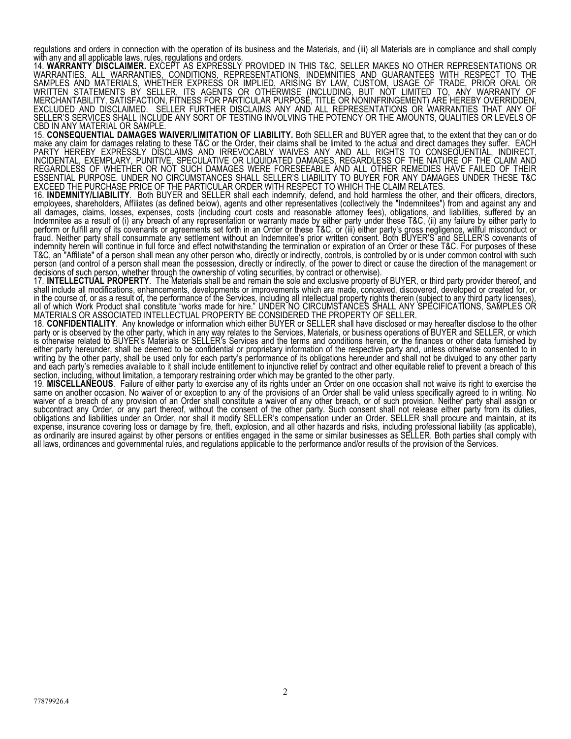regulations and orders in connection with the operation of its business and the Materials, and (iii) all Materials are in compliance and shall comply with any and all applicable laws, rules, regulations and orders.

14. **WARRANTY DISCLAIMER.** EXCEPT AS EXPRESSLY PROVIDED IN THIS T&C, SELLER MAKES NO OTHER REPRESENTATIONS OR WARRANTIES. ALL WARRANTIES, CONDITIONS, REPRESENTATIONS, INDEMNITIES AND GUARANTEES WITH RESPECT TO THE SAMPLES AND MATERIALS, WHETHER EXPRESS OR IMPLIED, ARISING BY LAW, CUSTOM, USAGE OF TRADE, PRIOR ORAL OR WRITTEN STATEMENTS BY SELLER, ITS AGENTS OR OTHERWISE (INCLUDING, BUT NOT LIMITED TO, ANY WARRANTY OF MERCHANTABILITY, SATISFACTION, FITNESS FOR PARTICULAR PURPOSE, TITLE OR NONINFRINGEMENT) ARE HEREBY OVERRIDDEN, EXCLUDED AND DISCLAIMED. SELLER FURTHER DISCLAIMS ANY AND ALL REPRESENTATIONS OR WARRANTIES THAT ANY OF SELLER'S SERVICES SHALL INCLUDE ANY SORT OF TESTING INVOLVING THE POTENCY OR THE AMOUNTS, QUALITIES OR LEVELS OF CBD IN ANY MATERIAL OR SAMPLE.

15. **CONSEQUENTIAL DAMAGES WAIVER/LIMITATION OF LIABILITY.** Both SELLER and BUYER agree that, to the extent that they can or do make any claim for damages relating to these T&C or the Order, their claims shall be limited to the actual and direct damages they suffer. EACH PARTY HEREBY EXPRESSLY DISCLAIMS AND IRREVOCABLY WAIVES ANY AND ALL RIGHTS TO CONSEQUENTIAL, INDIRECT, INCIDENTAL, EXEMPLARY, PUNITIVE, SPECULATIVE OR LIQUIDATED DAMAGES, REGARDLESS OF THE NATURE OF THE CLAIM AND REGARDLESS OF WHETHER OR NOT SUCH DAMAGES WERE FORESEEABLE AND ALL OTHER REMEDIES HAVE FAILED OF THEIR ESSENTIAL PURPOSE. UNDER NO CIRCUMSTANCES SHALL SELLER'S LIABILITY TO BUYER FOR ANY DAMAGES UNDER THESE T&C EXCEED THE PURCHASE PRICE OF THE PARTICULAR ORDER WITH RESPECT TO WHICH THE CLAIM RELATES.

16. **INDEMNITY/LIABILITY**. Both BUYER and SELLER shall each indemnify, defend, and hold harmless the other, and their officers, directors, employees, shareholders, Affiliates (as defined below), agents and other representatives (collectively the "Indemnitees") from and against any and all damages, claims, losses, expenses, costs (including court costs and reasonable attorney fees), obligations, and liabilities, suffered by an Indemnitee as a result of (i) any breach of any representation or warranty made by either party under these T&C, (ii) any failure by either party to perform or fulfill any of its covenants or agreements set forth in an Order or these T&C, or (iii) either party's gross negligence, willful misconduct or fraud. Neither party shall consummate any settlement without an Indemnitee's prior written consent. Both BUYER'S and SELLER'S covenants of indemnity herein will continue in full force and effect notwithstanding the termination or expiration of an Order or these T&C. For purposes of these T&C, an "Affiliate" of a person shall mean any other person who, directly or indirectly, controls, is controlled by or is under common control with such person (and control of a person shall mean the possession, directly or indirectly, of the power to direct or cause the direction of the management or decisions of such person, whether through the ownership of voting securities, by contract or otherwise).

17. **INTELLECTUAL PROPERTY**. The Materials shall be and remain the sole and exclusive property of BUYER, or third party provider thereof, and shall include all modifications, enhancements, developments or improvements which are made, conceived, discovered, developed or created for, or in the course of, or as a result of, the performance of the Services, including all intellectual property rights therein (subject to any third party licenses), all of which Work Product shall constitute "works made for hire." UNDER NO CIRCUMSTANCES SHALL ANY SPECIFICATIONS, SAMPLES OR MATERIALS OR ASSOCIATED INTELLECTUAL PROPERTY BE CONSIDERED THE PROPERTY OF SELLER.

18. **CONFIDENTIALITY**. Any knowledge or information which either BUYER or SELLER shall have disclosed or may hereafter disclose to the other party or is observed by the other party, which in any way relates to the Services, Materials, or business operations of BUYER and SELLER, or which is otherwise related to BUYER's Materials or SELLER's Services and the terms and conditions herein, or the finances or other data furnished by either party hereunder, shall be deemed to be confidential or proprietary information of the respective party and, unless otherwise consented to in writing by the other party, shall be used only for each party's performance of its obligations hereunder and shall not be divulged to any other party and each party's remedies available to it shall include entitlement to injunctive relief by contract and other equitable relief to prevent a breach of this section, including, without limitation, a temporary restraining order which may be granted to the other party.

19. **MISCELLANEOUS**. Failure of either party to exercise any of its rights under an Order on one occasion shall not waive its right to exercise the same on another occasion. No waiver of or exception to any of the provisions of an Order shall be valid unless specifically agreed to in writing. No waiver of a breach of any provision of an Order shall constitute a waiver of any other breach, or of such provision. Neither party shall assign or subcontract any Order, or any part thereof, without the consent of the other party. Such consent shall not release either party from its duties, obligations and liabilities under an Order, nor shall it modify SELLER's compensation under an Order. SELLER shall procure and maintain, at its expense, insurance covering loss or damage by fire, theft, explosion, and all other hazards and risks, including professional liability (as applicable), as ordinarily are insured against by other persons or entities engaged in the same or similar businesses as SELLER. Both parties shall comply with all laws, ordinances and governmental rules, and regulations applicable to the performance and/or results of the provision of the Services.

77879926.4